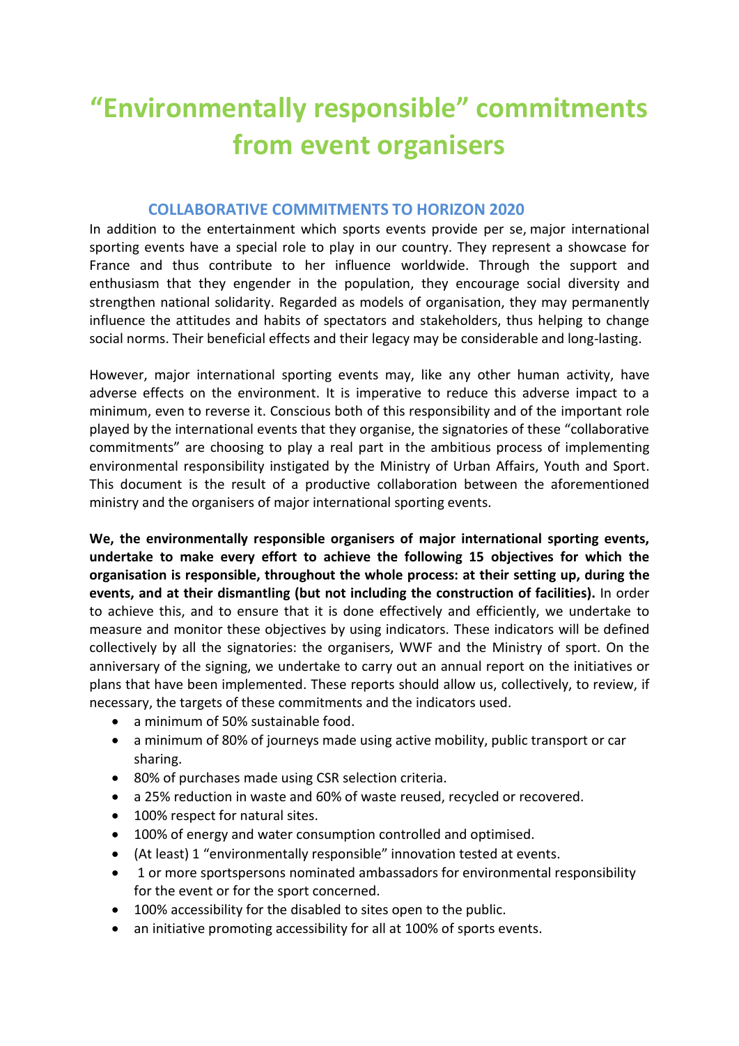# “Environmentally responsible” commitments from event organisers

## COLLABORATIVE COMMITMENTS TO HORIZON 2020

In addition to the entertainment which sports events provide per se, major international sporting events have a special role to play in our country. They represent a showcase for France and thus contribute to her influence worldwide. Through the support and enthusiasm that they engender in the population, they encourage social diversity and strengthen national solidarity. Regarded as models of organisation, they may permanently influence the attitudes and habits of spectators and stakeholders, thus helping to change social norms. Their beneficial effects and their legacy may be considerable and long-lasting.

However, major international sporting events may, like any other human activity, have adverse effects on the environment. It is imperative to reduce this adverse impact to a minimum, even to reverse it. Conscious both of this responsibility and of the important role played by the international events that they organise, the signatories of these “collaborative commitments” are choosing to play a real part in the ambitious process of implementing environmental responsibility instigated by the Ministry of Urban Affairs, Youth and Sport. This document is the result of a productive collaboration between the aforementioned ministry and the organisers of major international sporting events.

**We, the environmentally responsible organisers of major international sporting events, undertake to make every effort to achieve the following 15 objectives for which the organisation is responsible, throughout the whole process: at their setting up, during the events, and at their dismantling (but not including the construction of facilities).** In order to achieve this, and to ensure that it is done effectively and efficiently, we undertake to measure and monitor these objectives by using indicators. These indicators will be defined collectively by all the signatories: the organisers, WWF and the Ministry of sport. On the anniversary of the signing, we undertake to carry out an annual report on the initiatives or plans that have been implemented. These reports should allow us, collectively, to review, if necessary, the targets of these commitments and the indicators used.

- a minimum of 50% sustainable food.
- a minimum of 80% of journeys made using active mobility, public transport or car sharing.
- 80% of purchases made using CSR selection criteria.
- a 25% reduction in waste and 60% of waste reused, recycled or recovered.
- 100% respect for natural sites.
- 100% of energy and water consumption controlled and optimised.
- (At least) 1 “environmentally responsible” innovation tested at events.
- 1 or more sportspersons nominated ambassadors for environmental responsibility for the event or for the sport concerned.
- 100% accessibility for the disabled to sites open to the public.
- an initiative promoting accessibility for all at 100% of sports events.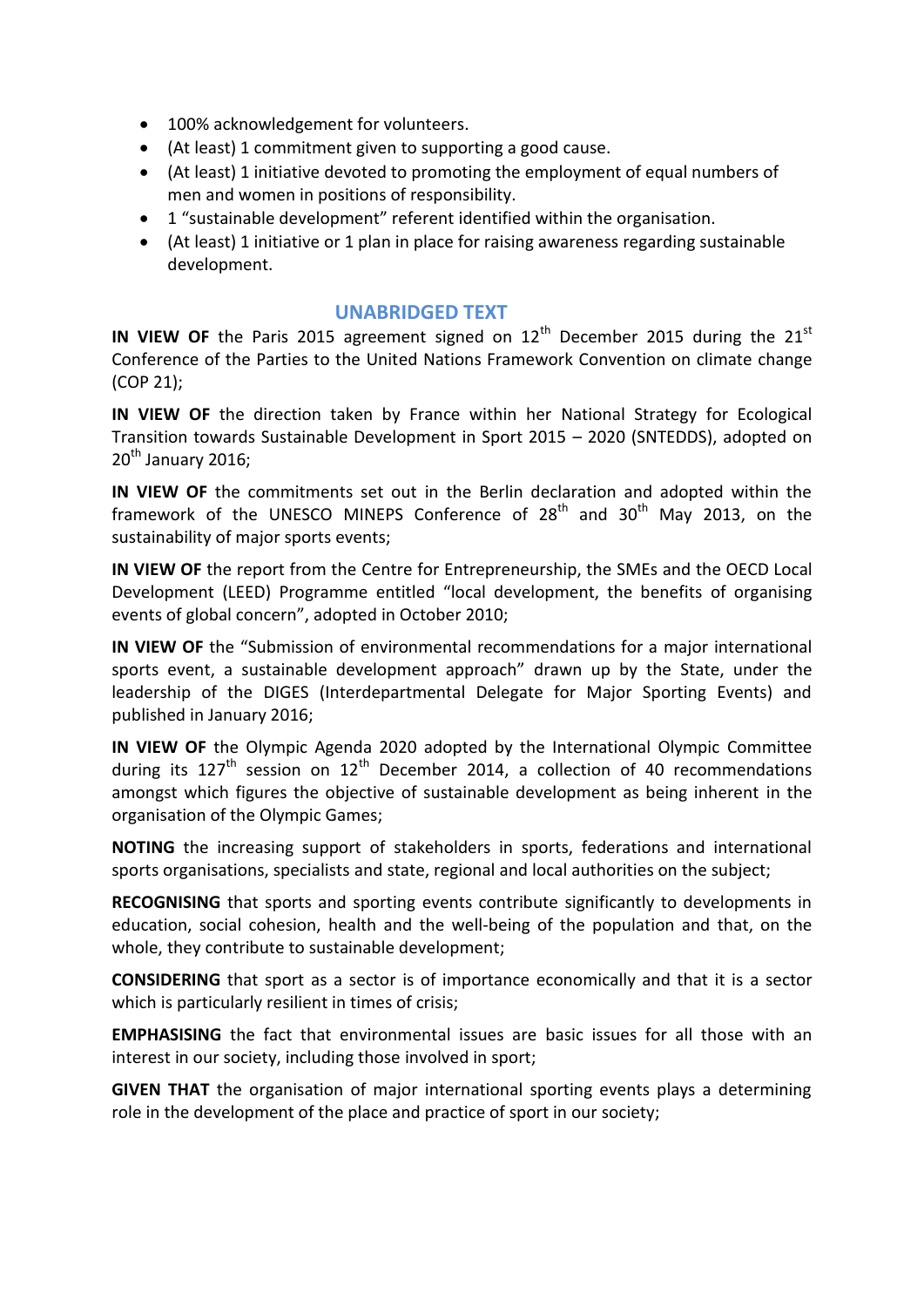- 100% acknowledgement for volunteers.
- (At least) 1 commitment given to supporting a good cause.
- (At least) 1 initiative devoted to promoting the employment of equal numbers of men and women in positions of responsibility.
- 1 "sustainable development" referent identified within the organisation.
- (At least) 1 initiative or 1 plan in place for raising awareness regarding sustainable development.

## UNABRIDGED TEXT

**IN VIEW OF** the Paris 2015 agreement signed on 12th December 2015 during the 21st Conference of the Parties to the United Nations Framework Convention on climate change (COP 21);

**IN VIEW OF** the direction taken by France within her National Strategy for Ecological Transition towards Sustainable Development in Sport 2015 – 2020 (SNTEDDS), adopted on 20th January 2016;

**IN VIEW OF** the commitments set out in the Berlin declaration and adopted within the framework of the UNESCO MINEPS Conference of 28th and 30th May 2013, on the sustainability of major sports events;

**IN VIEW OF** the report from the Centre for Entrepreneurship, the SMEs and the OECD Local Development (LEED) Programme entitled "local development, the benefits of organising events of global concern", adopted in October 2010;

**IN VIEW OF** the "Submission of environmental recommendations for a major international sports event, a sustainable development approach" drawn up by the State, under the leadership of the DIGES (Interdepartmental Delegate for Major Sporting Events) and published in January 2016;

**IN VIEW OF** the Olympic Agenda 2020 adopted by the International Olympic Committee during its 127th session on 12th December 2014, a collection of 40 recommendations amongst which figures the objective of sustainable development as being inherent in the organisation of the Olympic Games;

**NOTING** the increasing support of stakeholders in sports, federations and international sports organisations, specialists and state, regional and local authorities on the subject;

**RECOGNISING** that sports and sporting events contribute significantly to developments in education, social cohesion, health and the well-being of the population and that, on the whole, they contribute to sustainable development;

**CONSIDERING** that sport as a sector is of importance economically and that it is a sector which is particularly resilient in times of crisis;

**EMPHASISING** the fact that environmental issues are basic issues for all those with an interest in our society, including those involved in sport;

**GIVEN THAT** the organisation of major international sporting events plays a determining role in the development of the place and practice of sport in our society;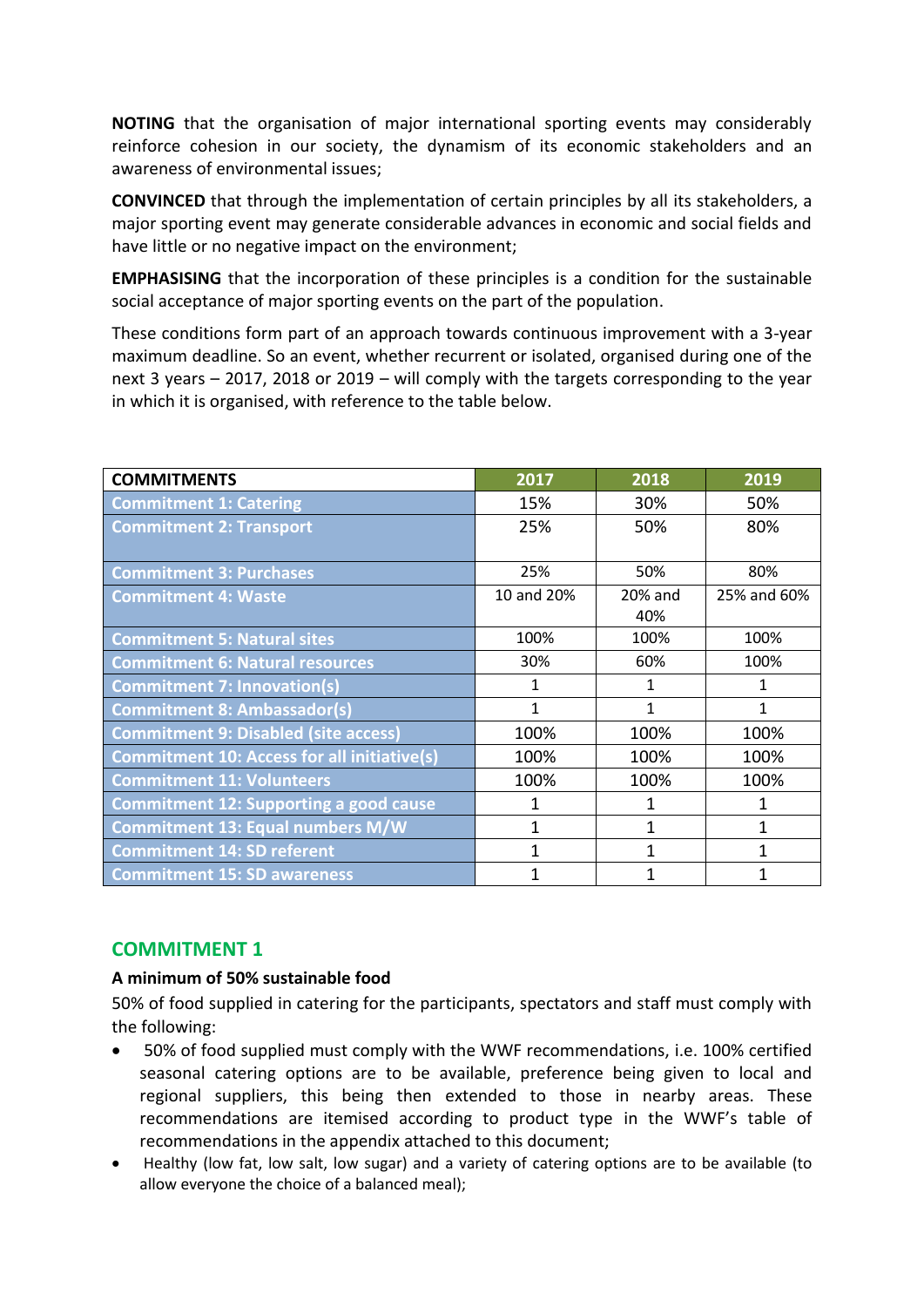**NOTING** that the organisation of major international sporting events may considerably reinforce cohesion in our society, the dynamism of its economic stakeholders and an awareness of environmental issues;

**CONVINCED** that through the implementation of certain principles by all its stakeholders, a major sporting event may generate considerable advances in economic and social fields and have little or no negative impact on the environment;

**EMPHASISING** that the incorporation of these principles is a condition for the sustainable social acceptance of major sporting events on the part of the population.

These conditions form part of an approach towards continuous improvement with a 3-year maximum deadline. So an event, whether recurrent or isolated, organised during one of the next 3 years – 2017, 2018 or 2019 – will comply with the targets corresponding to the year in which it is organised, with reference to the table below.

| COMMITMENTS | 2017 | 2018 | 2019 |
|---|---|---|---|
| Commitment 1: Catering | 15% | 30% | 50% |
| Commitment 2: Transport | 25% | 50% | 80% |
| Commitment 3: Purchases | 25% | 50% | 80% |
| Commitment 4: Waste | 10 and 20% | 20% and 40% | 25% and 60% |
| Commitment 5: Natural sites | 100% | 100% | 100% |
| Commitment 6: Natural resources | 30% | 60% | 100% |
| Commitment 7: Innovation(s) | 1 | 1 | 1 |
| Commitment 8: Ambassador(s) | 1 | 1 | 1 |
| Commitment 9: Disabled (site access) | 100% | 100% | 100% |
| Commitment 10: Access for all initiative(s) | 100% | 100% | 100% |
| Commitment 11: Volunteers | 100% | 100% | 100% |
| Commitment 12: Supporting a good cause | 1 | 1 | 1 |
| Commitment 13: Equal numbers M/W | 1 | 1 | 1 |
| Commitment 14: SD referent | 1 | 1 | 1 |
| Commitment 15: SD awareness | 1 | 1 | 1 |

## COMMITMENT 1

**A minimum of 50% sustainable food**

50% of food supplied in catering for the participants, spectators and staff must comply with the following:

- 50% of food supplied must comply with the WWF recommendations, i.e. 100% certified seasonal catering options are to be available, preference being given to local and regional suppliers, this being then extended to those in nearby areas. These recommendations are itemised according to product type in the WWF's table of recommendations in the appendix attached to this document;
- Healthy (low fat, low salt, low sugar) and a variety of catering options are to be available (to allow everyone the choice of a balanced meal);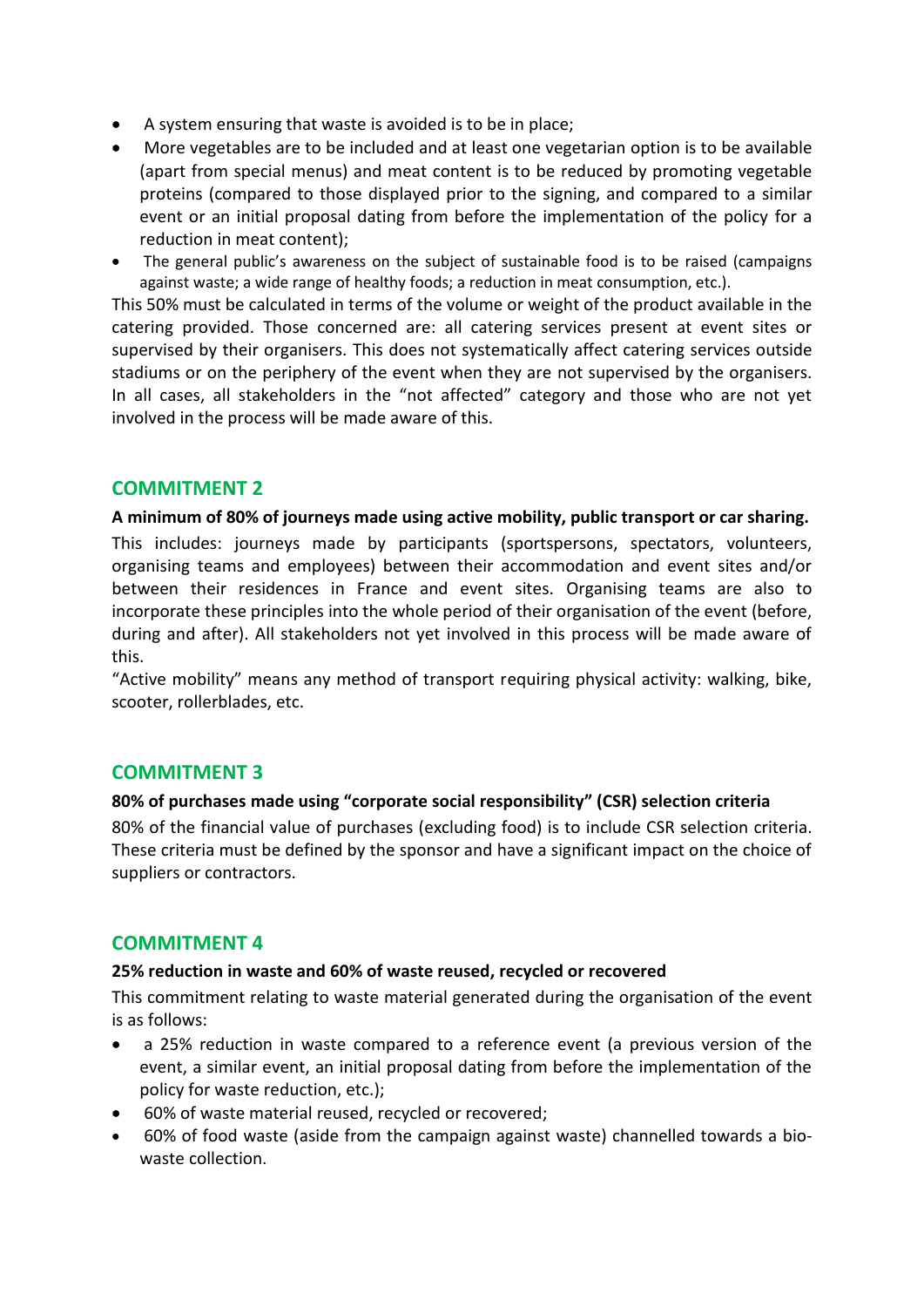- A system ensuring that waste is avoided is to be in place;
- More vegetables are to be included and at least one vegetarian option is to be available (apart from special menus) and meat content is to be reduced by promoting vegetable proteins (compared to those displayed prior to the signing, and compared to a similar event or an initial proposal dating from before the implementation of the policy for a reduction in meat content);
- The general public's awareness on the subject of sustainable food is to be raised (campaigns against waste; a wide range of healthy foods; a reduction in meat consumption, etc.).

This 50% must be calculated in terms of the volume or weight of the product available in the catering provided. Those concerned are: all catering services present at event sites or supervised by their organisers. This does not systematically affect catering services outside stadiums or on the periphery of the event when they are not supervised by the organisers. In all cases, all stakeholders in the "not affected" category and those who are not yet involved in the process will be made aware of this.

## COMMITMENT 2

**A minimum of 80% of journeys made using active mobility, public transport or car sharing.**

This includes: journeys made by participants (sportspersons, spectators, volunteers, organising teams and employees) between their accommodation and event sites and/or between their residences in France and event sites. Organising teams are also to incorporate these principles into the whole period of their organisation of the event (before, during and after). All stakeholders not yet involved in this process will be made aware of this.

"Active mobility" means any method of transport requiring physical activity: walking, bike, scooter, rollerblades, etc.

## COMMITMENT 3

**80% of purchases made using "corporate social responsibility" (CSR) selection criteria**

80% of the financial value of purchases (excluding food) is to include CSR selection criteria. These criteria must be defined by the sponsor and have a significant impact on the choice of suppliers or contractors.

## COMMITMENT 4

**25% reduction in waste and 60% of waste reused, recycled or recovered**

This commitment relating to waste material generated during the organisation of the event is as follows:

- a 25% reduction in waste compared to a reference event (a previous version of the event, a similar event, an initial proposal dating from before the implementation of the policy for waste reduction, etc.);
- 60% of waste material reused, recycled or recovered;
- 60% of food waste (aside from the campaign against waste) channelled towards a bio-waste collection.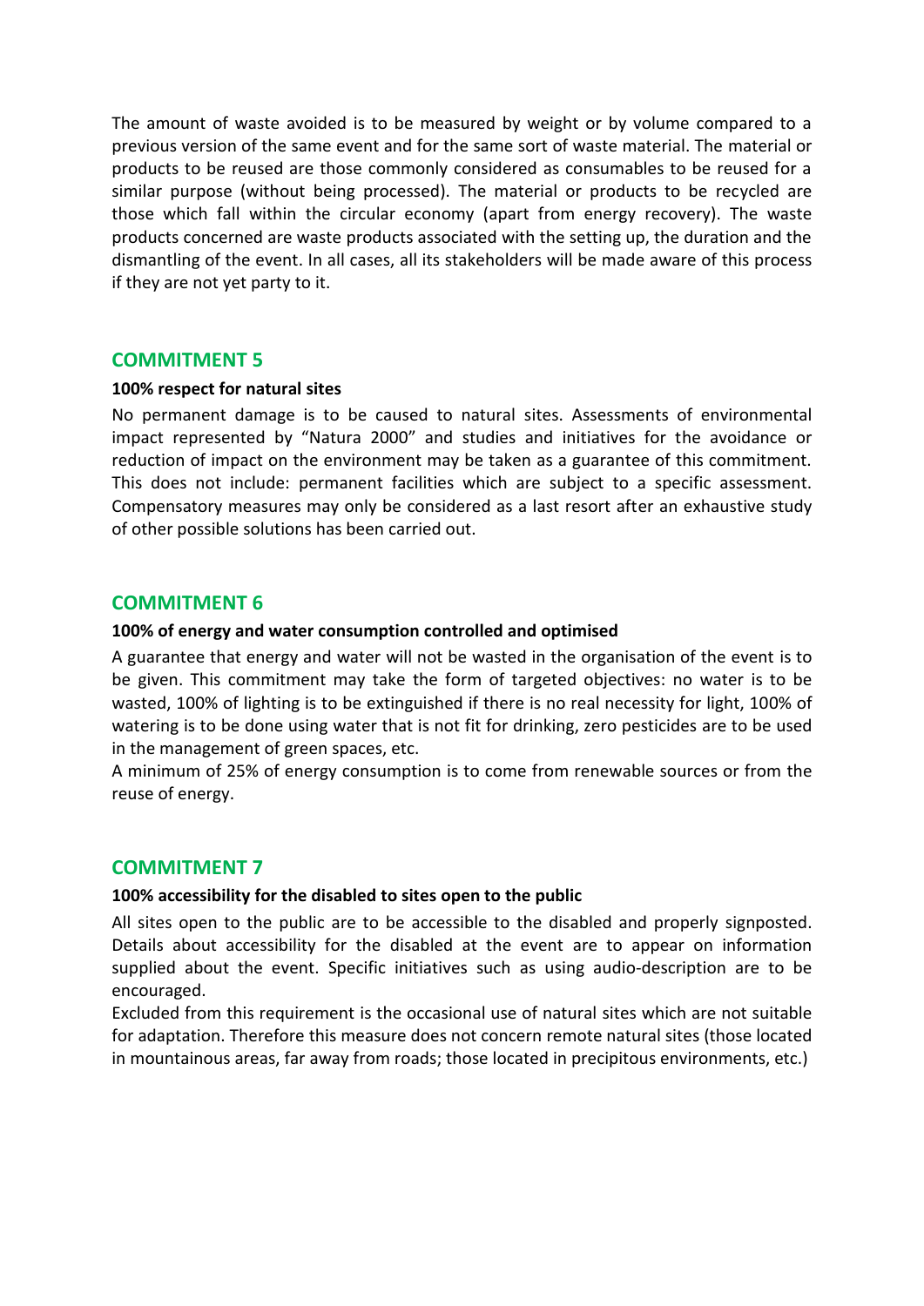The amount of waste avoided is to be measured by weight or by volume compared to a previous version of the same event and for the same sort of waste material. The material or products to be reused are those commonly considered as consumables to be reused for a similar purpose (without being processed). The material or products to be recycled are those which fall within the circular economy (apart from energy recovery). The waste products concerned are waste products associated with the setting up, the duration and the dismantling of the event. In all cases, all its stakeholders will be made aware of this process if they are not yet party to it.

## COMMITMENT 5

**100% respect for natural sites**

No permanent damage is to be caused to natural sites. Assessments of environmental impact represented by "Natura 2000" and studies and initiatives for the avoidance or reduction of impact on the environment may be taken as a guarantee of this commitment. This does not include: permanent facilities which are subject to a specific assessment. Compensatory measures may only be considered as a last resort after an exhaustive study of other possible solutions has been carried out.

## COMMITMENT 6

**100% of energy and water consumption controlled and optimised**

A guarantee that energy and water will not be wasted in the organisation of the event is to be given. This commitment may take the form of targeted objectives: no water is to be wasted, 100% of lighting is to be extinguished if there is no real necessity for light, 100% of watering is to be done using water that is not fit for drinking, zero pesticides are to be used in the management of green spaces, etc.

A minimum of 25% of energy consumption is to come from renewable sources or from the reuse of energy.

## COMMITMENT 7

**100% accessibility for the disabled to sites open to the public**

All sites open to the public are to be accessible to the disabled and properly signposted. Details about accessibility for the disabled at the event are to appear on information supplied about the event. Specific initiatives such as using audio-description are to be encouraged.

Excluded from this requirement is the occasional use of natural sites which are not suitable for adaptation. Therefore this measure does not concern remote natural sites (those located in mountainous areas, far away from roads; those located in precipitous environments, etc.)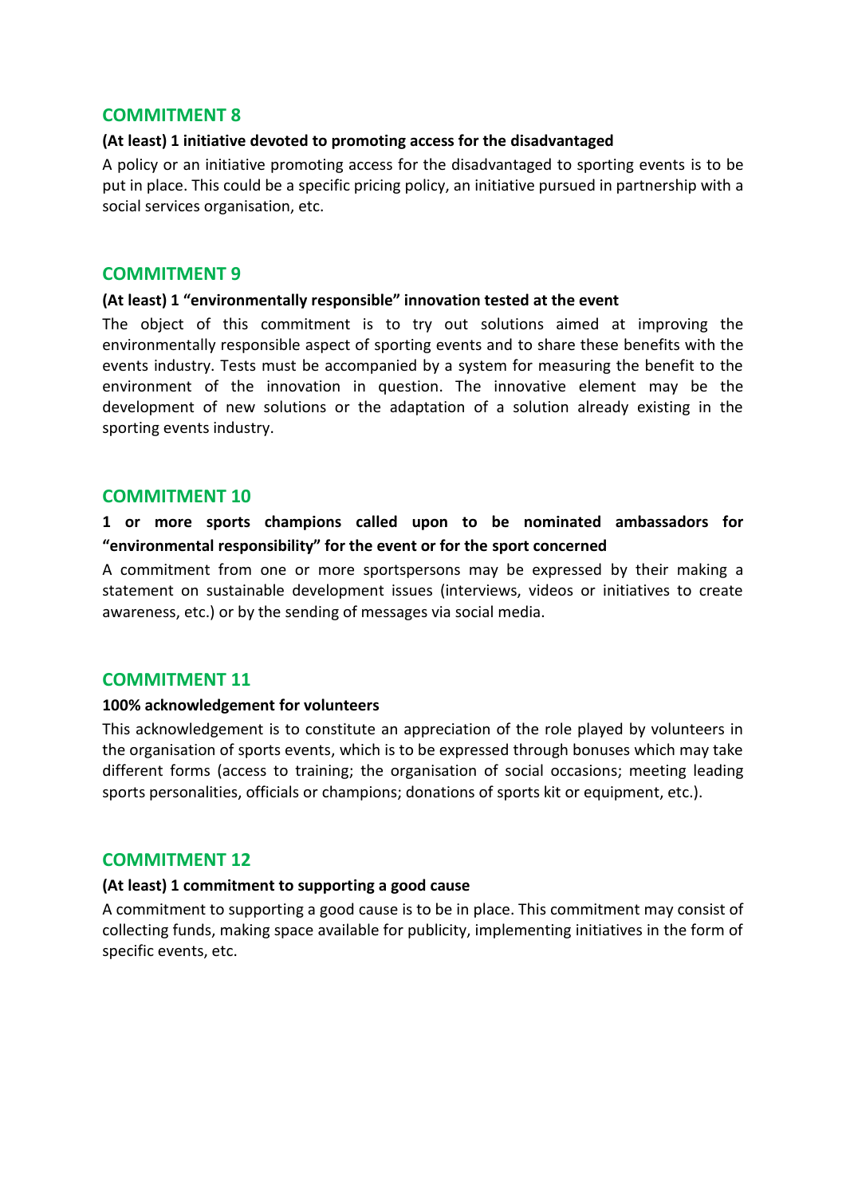## COMMITMENT 8

**(At least) 1 initiative devoted to promoting access for the disadvantaged**

A policy or an initiative promoting access for the disadvantaged to sporting events is to be put in place. This could be a specific pricing policy, an initiative pursued in partnership with a social services organisation, etc.

## COMMITMENT 9

**(At least) 1 "environmentally responsible" innovation tested at the event**

The object of this commitment is to try out solutions aimed at improving the environmentally responsible aspect of sporting events and to share these benefits with the events industry. Tests must be accompanied by a system for measuring the benefit to the environment of the innovation in question. The innovative element may be the development of new solutions or the adaptation of a solution already existing in the sporting events industry.

## COMMITMENT 10

**1 or more sports champions called upon to be nominated ambassadors for "environmental responsibility" for the event or for the sport concerned**

A commitment from one or more sportspersons may be expressed by their making a statement on sustainable development issues (interviews, videos or initiatives to create awareness, etc.) or by the sending of messages via social media.

## COMMITMENT 11

**100% acknowledgement for volunteers**

This acknowledgement is to constitute an appreciation of the role played by volunteers in the organisation of sports events, which is to be expressed through bonuses which may take different forms (access to training; the organisation of social occasions; meeting leading sports personalities, officials or champions; donations of sports kit or equipment, etc.).

## COMMITMENT 12

**(At least) 1 commitment to supporting a good cause**

A commitment to supporting a good cause is to be in place. This commitment may consist of collecting funds, making space available for publicity, implementing initiatives in the form of specific events, etc.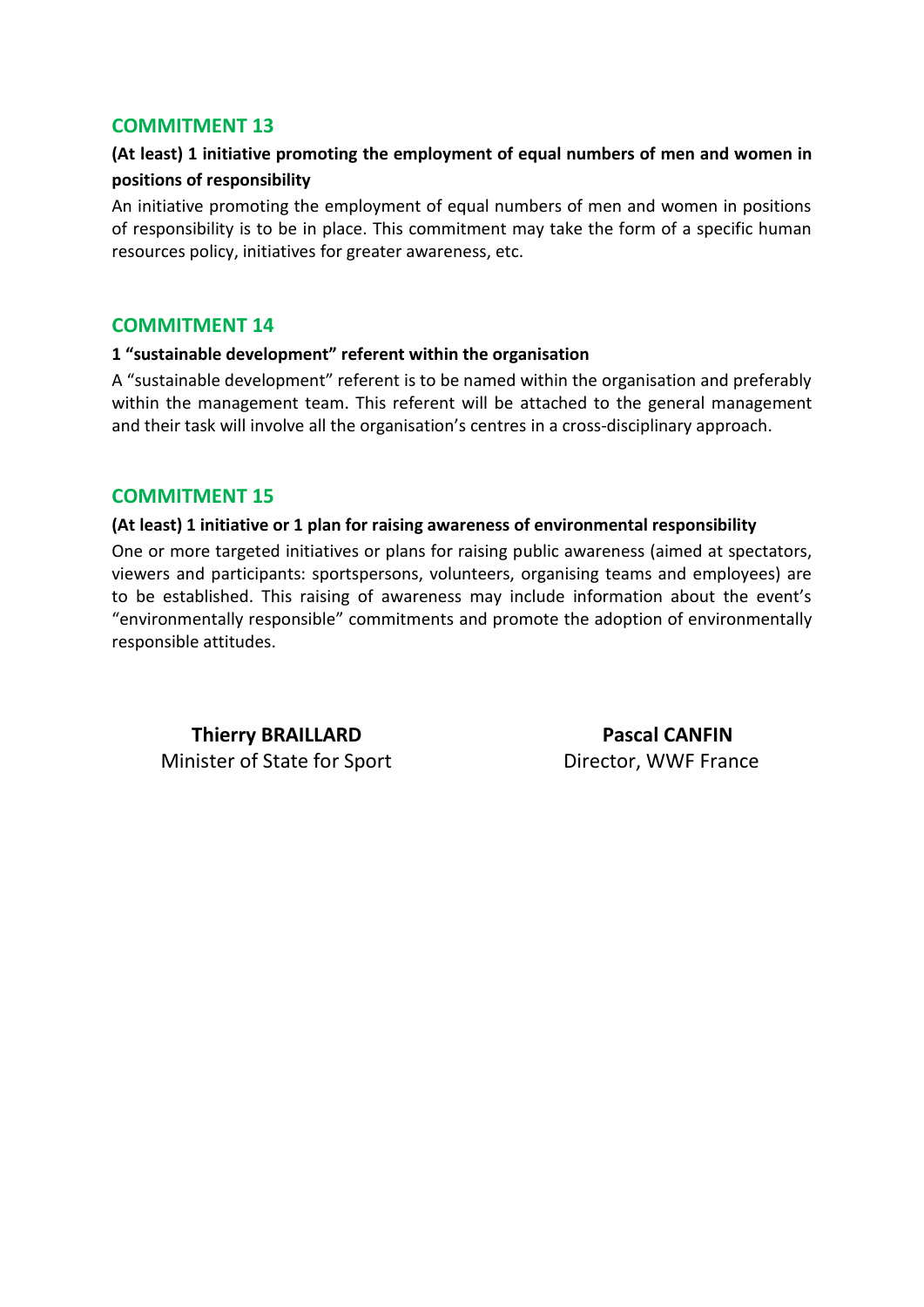## COMMITMENT 13

**(At least) 1 initiative promoting the employment of equal numbers of men and women in positions of responsibility**

An initiative promoting the employment of equal numbers of men and women in positions of responsibility is to be in place. This commitment may take the form of a specific human resources policy, initiatives for greater awareness, etc.

## COMMITMENT 14

**1 "sustainable development" referent within the organisation**

A "sustainable development" referent is to be named within the organisation and preferably within the management team. This referent will be attached to the general management and their task will involve all the organisation's centres in a cross-disciplinary approach.

## COMMITMENT 15

**(At least) 1 initiative or 1 plan for raising awareness of environmental responsibility**

One or more targeted initiatives or plans for raising public awareness (aimed at spectators, viewers and participants: sportspersons, volunteers, organising teams and employees) are to be established. This raising of awareness may include information about the event's "environmentally responsible" commitments and promote the adoption of environmentally responsible attitudes.

**Thierry BRAILLARD**
Minister of State for Sport

**Pascal CANFIN**
Director, WWF France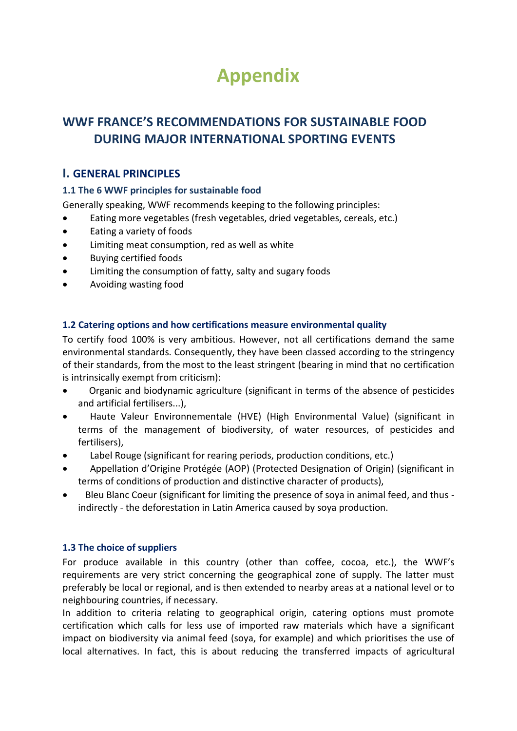# Appendix

## WWF FRANCE'S RECOMMENDATIONS FOR SUSTAINABLE FOOD DURING MAJOR INTERNATIONAL SPORTING EVENTS

## I. GENERAL PRINCIPLES

### 1.1 The 6 WWF principles for sustainable food

Generally speaking, WWF recommends keeping to the following principles:

- Eating more vegetables (fresh vegetables, dried vegetables, cereals, etc.)
- Eating a variety of foods
- Limiting meat consumption, red as well as white
- Buying certified foods
- Limiting the consumption of fatty, salty and sugary foods
- Avoiding wasting food

### 1.2 Catering options and how certifications measure environmental quality

To certify food 100% is very ambitious. However, not all certifications demand the same environmental standards. Consequently, they have been classed according to the stringency of their standards, from the most to the least stringent (bearing in mind that no certification is intrinsically exempt from criticism):

- Organic and biodynamic agriculture (significant in terms of the absence of pesticides and artificial fertilisers...),
- Haute Valeur Environnementale (HVE) (High Environmental Value) (significant in terms of the management of biodiversity, of water resources, of pesticides and fertilisers),
- Label Rouge (significant for rearing periods, production conditions, etc.)
- Appellation d'Origine Protégée (AOP) (Protected Designation of Origin) (significant in terms of conditions of production and distinctive character of products),
- Bleu Blanc Coeur (significant for limiting the presence of soya in animal feed, and thus - indirectly - the deforestation in Latin America caused by soya production.

### 1.3 The choice of suppliers

For produce available in this country (other than coffee, cocoa, etc.), the WWF's requirements are very strict concerning the geographical zone of supply. The latter must preferably be local or regional, and is then extended to nearby areas at a national level or to neighbouring countries, if necessary.

In addition to criteria relating to geographical origin, catering options must promote certification which calls for less use of imported raw materials which have a significant impact on biodiversity via animal feed (soya, for example) and which prioritises the use of local alternatives. In fact, this is about reducing the transferred impacts of agricultural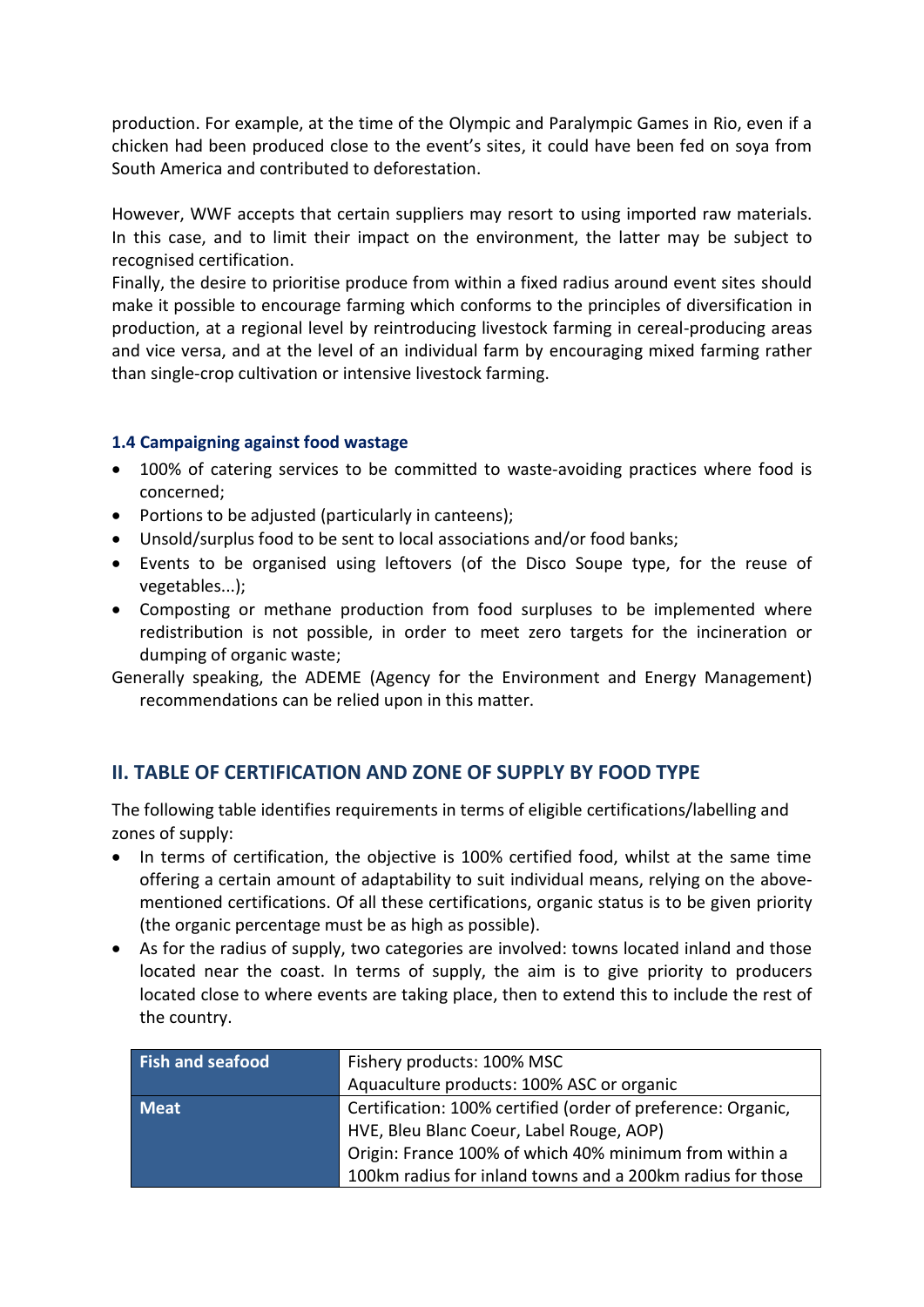production. For example, at the time of the Olympic and Paralympic Games in Rio, even if a chicken had been produced close to the event's sites, it could have been fed on soya from South America and contributed to deforestation.

However, WWF accepts that certain suppliers may resort to using imported raw materials. In this case, and to limit their impact on the environment, the latter may be subject to recognised certification.
Finally, the desire to prioritise produce from within a fixed radius around event sites should make it possible to encourage farming which conforms to the principles of diversification in production, at a regional level by reintroducing livestock farming in cereal-producing areas and vice versa, and at the level of an individual farm by encouraging mixed farming rather than single-crop cultivation or intensive livestock farming.

### 1.4 Campaigning against food wastage

- 100% of catering services to be committed to waste-avoiding practices where food is concerned;
- Portions to be adjusted (particularly in canteens);
- Unsold/surplus food to be sent to local associations and/or food banks;
- Events to be organised using leftovers (of the Disco Soupe type, for the reuse of vegetables...);
- Composting or methane production from food surpluses to be implemented where redistribution is not possible, in order to meet zero targets for the incineration or dumping of organic waste;

Generally speaking, the ADEME (Agency for the Environment and Energy Management) recommendations can be relied upon in this matter.

## II. TABLE OF CERTIFICATION AND ZONE OF SUPPLY BY FOOD TYPE

The following table identifies requirements in terms of eligible certifications/labelling and zones of supply:

- In terms of certification, the objective is 100% certified food, whilst at the same time offering a certain amount of adaptability to suit individual means, relying on the above-mentioned certifications. Of all these certifications, organic status is to be given priority (the organic percentage must be as high as possible).
- As for the radius of supply, two categories are involved: towns located inland and those located near the coast. In terms of supply, the aim is to give priority to producers located close to where events are taking place, then to extend this to include the rest of the country.

| | |
|---|---|
| **Fish and seafood** | Fishery products: 100% MSC<br>Aquaculture products: 100% ASC or organic |
| **Meat** | Certification: 100% certified (order of preference: Organic, HVE, Bleu Blanc Coeur, Label Rouge, AOP)<br>Origin: France 100% of which 40% minimum from within a 100km radius for inland towns and a 200km radius for those |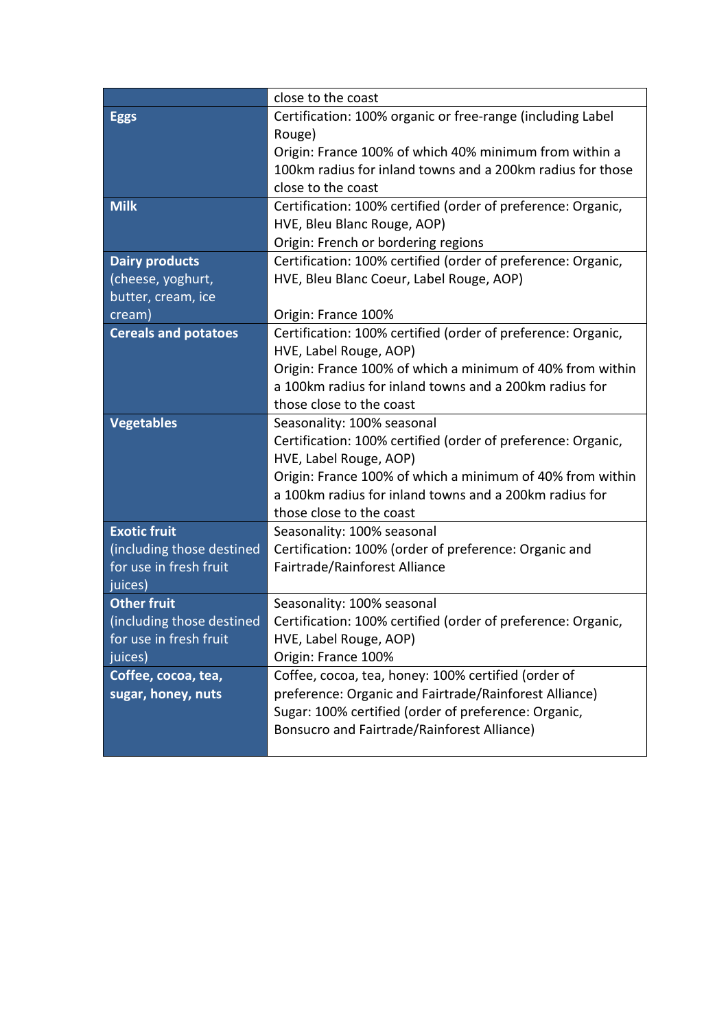| | |
|---|---|
| | close to the coast |
| **Eggs** | Certification: 100% organic or free-range (including Label Rouge)<br>Origin: France 100% of which 40% minimum from within a 100km radius for inland towns and a 200km radius for those close to the coast |
| **Milk** | Certification: 100% certified (order of preference: Organic, HVE, Bleu Blanc Rouge, AOP)<br>Origin: French or bordering regions |
| **Dairy products** (cheese, yoghurt, butter, cream, ice cream) | Certification: 100% certified (order of preference: Organic, HVE, Bleu Blanc Coeur, Label Rouge, AOP)<br><br>Origin: France 100% |
| **Cereals and potatoes** | Certification: 100% certified (order of preference: Organic, HVE, Label Rouge, AOP)<br>Origin: France 100% of which a minimum of 40% from within a 100km radius for inland towns and a 200km radius for those close to the coast |
| **Vegetables** | Seasonality: 100% seasonal<br>Certification: 100% certified (order of preference: Organic, HVE, Label Rouge, AOP)<br>Origin: France 100% of which a minimum of 40% from within a 100km radius for inland towns and a 200km radius for those close to the coast |
| **Exotic fruit** (including those destined for use in fresh fruit juices) | Seasonality: 100% seasonal<br>Certification: 100% (order of preference: Organic and Fairtrade/Rainforest Alliance |
| **Other fruit** (including those destined for use in fresh fruit juices) | Seasonality: 100% seasonal<br>Certification: 100% certified (order of preference: Organic, HVE, Label Rouge, AOP)<br>Origin: France 100% |
| **Coffee, cocoa, tea, sugar, honey, nuts** | Coffee, cocoa, tea, honey: 100% certified (order of preference: Organic and Fairtrade/Rainforest Alliance)<br>Sugar: 100% certified (order of preference: Organic, Bonsucro and Fairtrade/Rainforest Alliance) |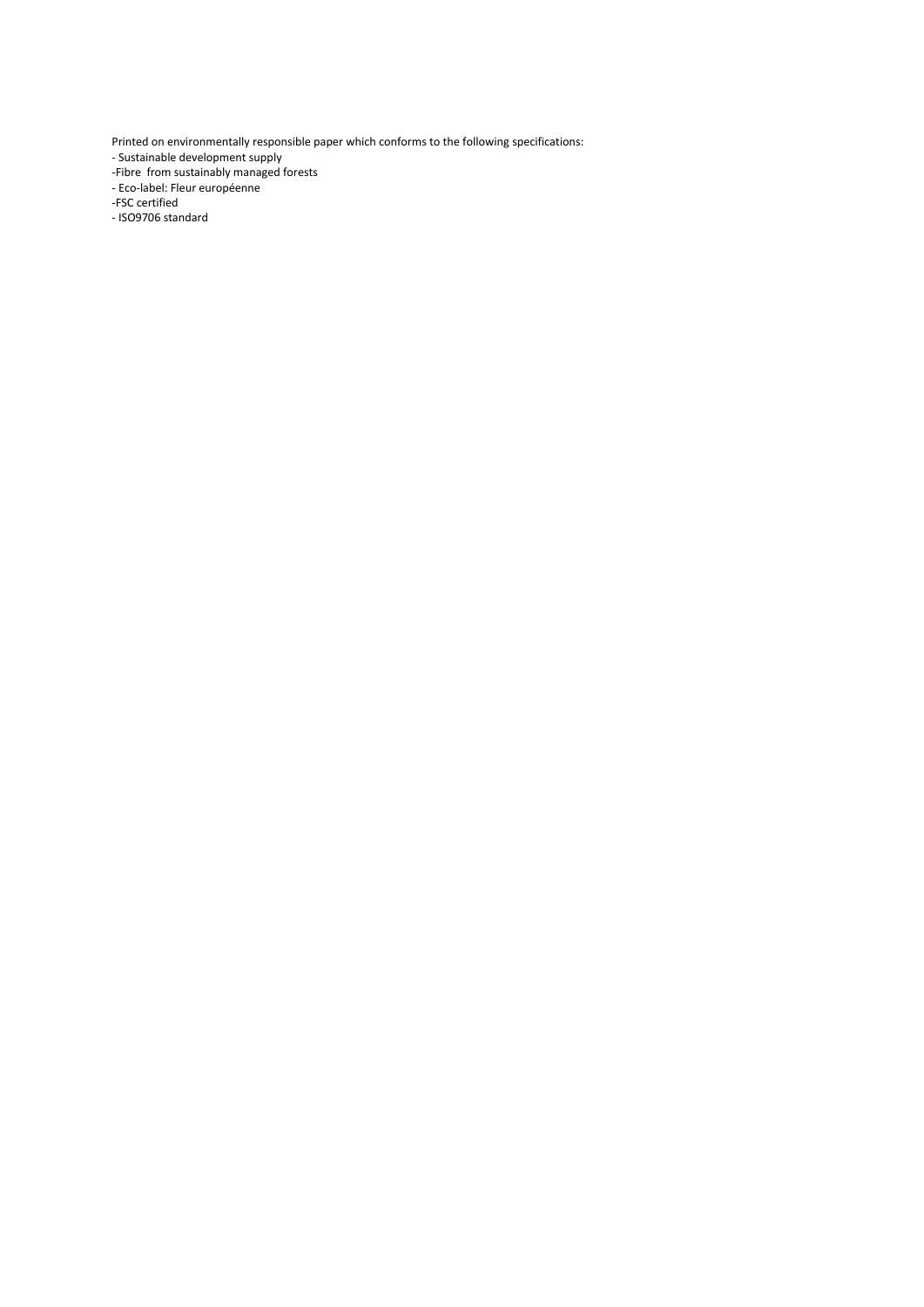Printed on environmentally responsible paper which conforms to the following specifications:

- Sustainable development supply
- Fibre from sustainably managed forests
- Eco-label: Fleur européenne
- FSC certified
- ISO9706 standard